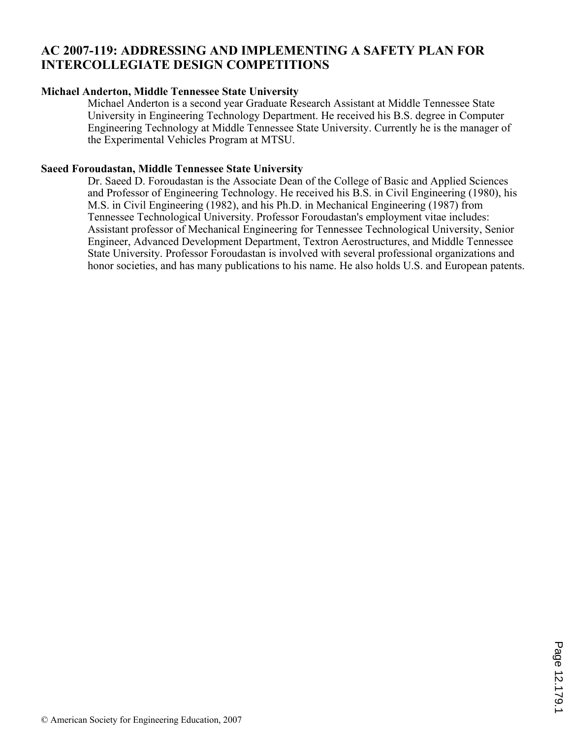# AC 2007-119: ADDRESSING AND IMPLEMENTING A SAFETY PLAN FOR INTERCOLLEGIATE DESIGN COMPETITIONS

**Michael Anderton, Middle Tennessee State University**

Michael Anderton is a second year Graduate Research Assistant at Middle Tennessee State University in Engineering Technology Department. He received his B.S. degree in Computer Engineering Technology at Middle Tennessee State University. Currently he is the manager of the Experimental Vehicles Program at MTSU.

**Saeed Foroudastan, Middle Tennessee State University**

Dr. Saeed D. Foroudastan is the Associate Dean of the College of Basic and Applied Sciences and Professor of Engineering Technology. He received his B.S. in Civil Engineering (1980), his M.S. in Civil Engineering (1982), and his Ph.D. in Mechanical Engineering (1987) from Tennessee Technological University. Professor Foroudastan's employment vitae includes: Assistant professor of Mechanical Engineering for Tennessee Technological University, Senior Engineer, Advanced Development Department, Textron Aerostructures, and Middle Tennessee State University. Professor Foroudastan is involved with several professional organizations and honor societies, and has many publications to his name. He also holds U.S. and European patents.

© American Society for Engineering Education, 2007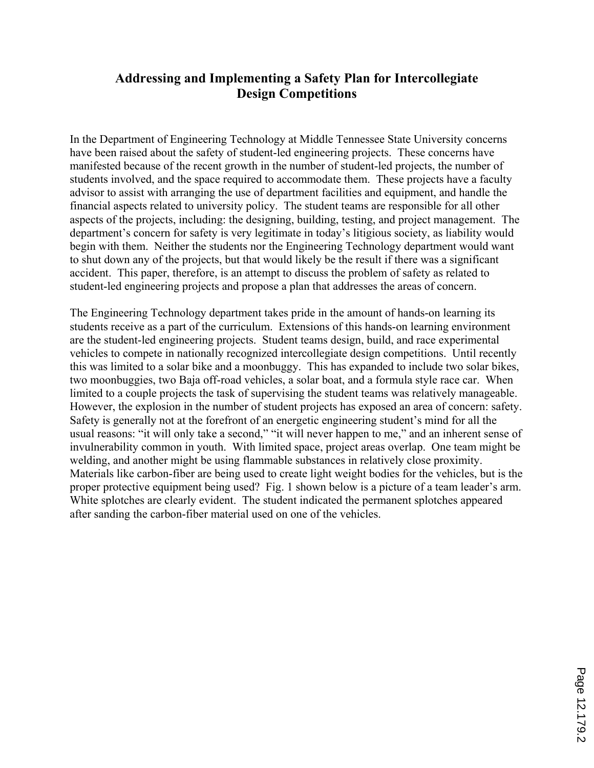# Addressing and Implementing a Safety Plan for Intercollegiate Design Competitions

In the Department of Engineering Technology at Middle Tennessee State University concerns have been raised about the safety of student-led engineering projects. These concerns have manifested because of the recent growth in the number of student-led projects, the number of students involved, and the space required to accommodate them. These projects have a faculty advisor to assist with arranging the use of department facilities and equipment, and handle the financial aspects related to university policy. The student teams are responsible for all other aspects of the projects, including: the designing, building, testing, and project management. The department's concern for safety is very legitimate in today's litigious society, as liability would begin with them. Neither the students nor the Engineering Technology department would want to shut down any of the projects, but that would likely be the result if there was a significant accident. This paper, therefore, is an attempt to discuss the problem of safety as related to student-led engineering projects and propose a plan that addresses the areas of concern.

The Engineering Technology department takes pride in the amount of hands-on learning its students receive as a part of the curriculum. Extensions of this hands-on learning environment are the student-led engineering projects. Student teams design, build, and race experimental vehicles to compete in nationally recognized intercollegiate design competitions. Until recently this was limited to a solar bike and a moonbuggy. This has expanded to include two solar bikes, two moonbuggies, two Baja off-road vehicles, a solar boat, and a formula style race car. When limited to a couple projects the task of supervising the student teams was relatively manageable. However, the explosion in the number of student projects has exposed an area of concern: safety. Safety is generally not at the forefront of an energetic engineering student's mind for all the usual reasons: "it will only take a second," "it will never happen to me," and an inherent sense of invulnerability common in youth. With limited space, project areas overlap. One team might be welding, and another might be using flammable substances in relatively close proximity. Materials like carbon-fiber are being used to create light weight bodies for the vehicles, but is the proper protective equipment being used? Fig. 1 shown below is a picture of a team leader's arm. White splotches are clearly evident. The student indicated the permanent splotches appeared after sanding the carbon-fiber material used on one of the vehicles.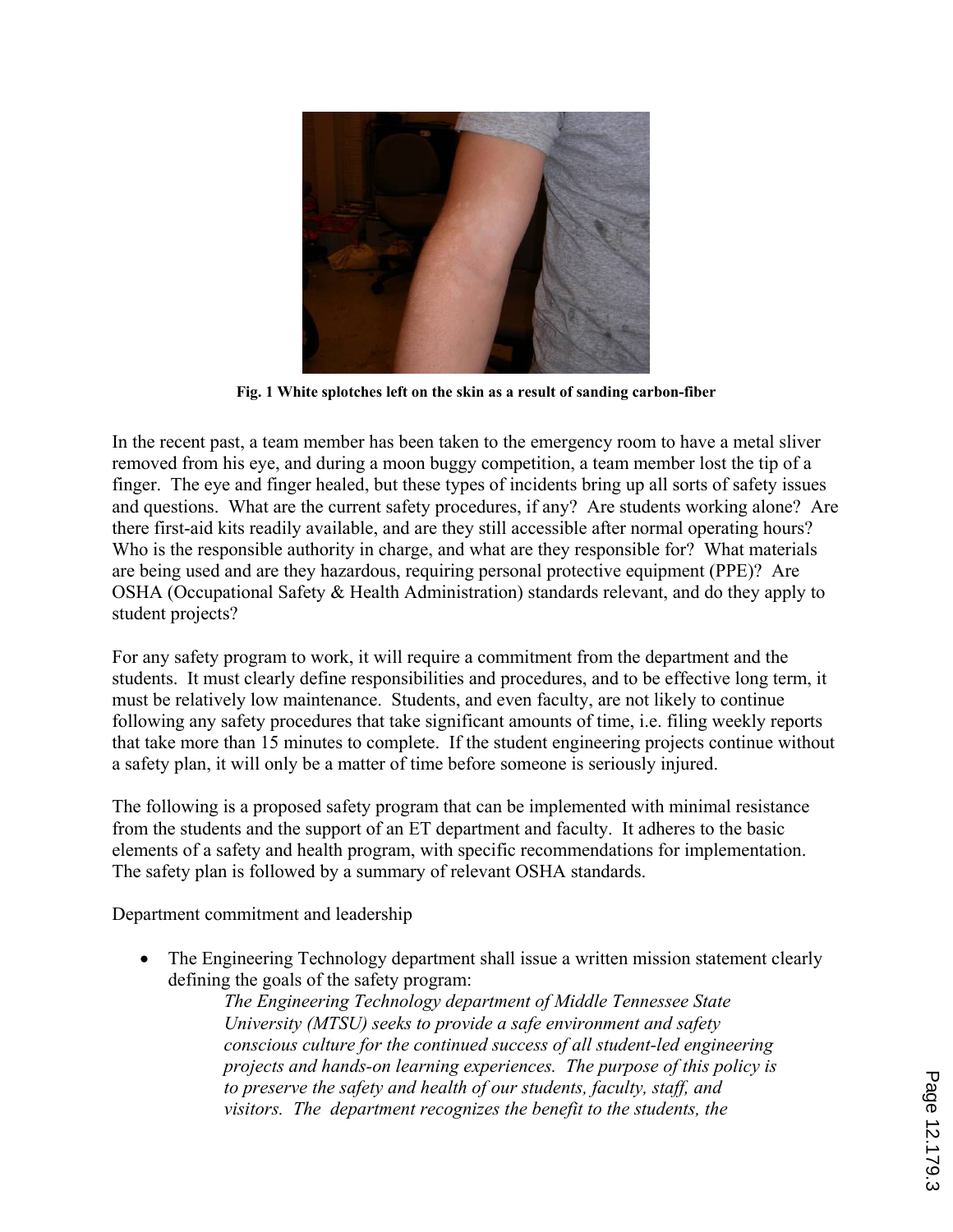**Fig. 1 White splotches left on the skin as a result of sanding carbon-fiber**

In the recent past, a team member has been taken to the emergency room to have a metal sliver removed from his eye, and during a moon buggy competition, a team member lost the tip of a finger. The eye and finger healed, but these types of incidents bring up all sorts of safety issues and questions. What are the current safety procedures, if any? Are students working alone? Are there first-aid kits readily available, and are they still accessible after normal operating hours? Who is the responsible authority in charge, and what are they responsible for? What materials are being used and are they hazardous, requiring personal protective equipment (PPE)? Are OSHA (Occupational Safety & Health Administration) standards relevant, and do they apply to student projects?

For any safety program to work, it will require a commitment from the department and the students. It must clearly define responsibilities and procedures, and to be effective long term, it must be relatively low maintenance. Students, and even faculty, are not likely to continue following any safety procedures that take significant amounts of time, i.e. filing weekly reports that take more than 15 minutes to complete. If the student engineering projects continue without a safety plan, it will only be a matter of time before someone is seriously injured.

The following is a proposed safety program that can be implemented with minimal resistance from the students and the support of an ET department and faculty. It adheres to the basic elements of a safety and health program, with specific recommendations for implementation. The safety plan is followed by a summary of relevant OSHA standards.

Department commitment and leadership

- The Engineering Technology department shall issue a written mission statement clearly defining the goals of the safety program:

  *The Engineering Technology department of Middle Tennessee State University (MTSU) seeks to provide a safe environment and safety conscious culture for the continued success of all student-led engineering projects and hands-on learning experiences. The purpose of this policy is to preserve the safety and health of our students, faculty, staff, and visitors. The department recognizes the benefit to the students, the*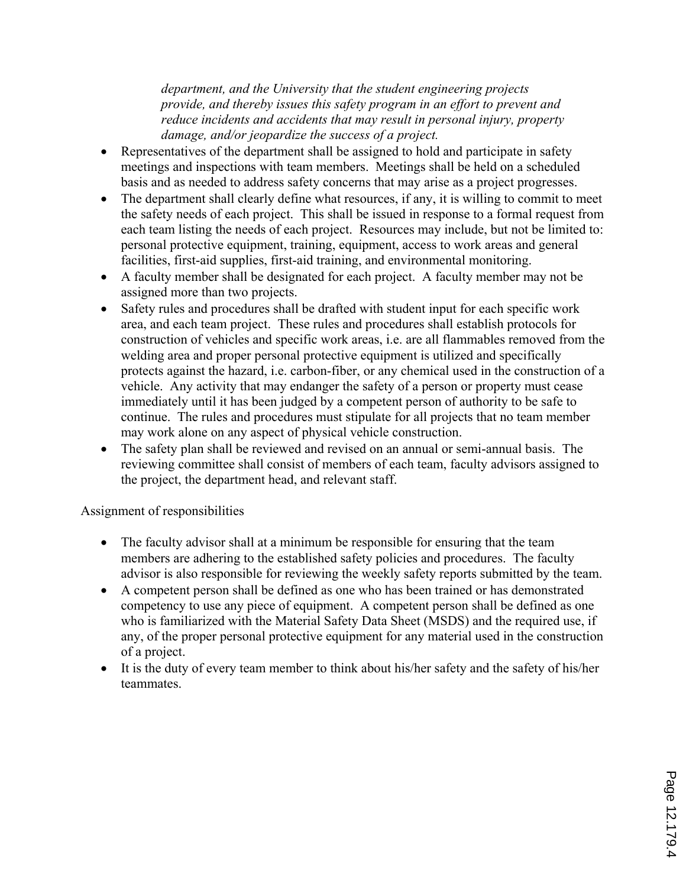*department, and the University that the student engineering projects provide, and thereby issues this safety program in an effort to prevent and reduce incidents and accidents that may result in personal injury, property damage, and/or jeopardize the success of a project.*

- Representatives of the department shall be assigned to hold and participate in safety meetings and inspections with team members. Meetings shall be held on a scheduled basis and as needed to address safety concerns that may arise as a project progresses.
- The department shall clearly define what resources, if any, it is willing to commit to meet the safety needs of each project. This shall be issued in response to a formal request from each team listing the needs of each project. Resources may include, but not be limited to: personal protective equipment, training, equipment, access to work areas and general facilities, first-aid supplies, first-aid training, and environmental monitoring.
- A faculty member shall be designated for each project. A faculty member may not be assigned more than two projects.
- Safety rules and procedures shall be drafted with student input for each specific work area, and each team project. These rules and procedures shall establish protocols for construction of vehicles and specific work areas, i.e. are all flammables removed from the welding area and proper personal protective equipment is utilized and specifically protects against the hazard, i.e. carbon-fiber, or any chemical used in the construction of a vehicle. Any activity that may endanger the safety of a person or property must cease immediately until it has been judged by a competent person of authority to be safe to continue. The rules and procedures must stipulate for all projects that no team member may work alone on any aspect of physical vehicle construction.
- The safety plan shall be reviewed and revised on an annual or semi-annual basis. The reviewing committee shall consist of members of each team, faculty advisors assigned to the project, the department head, and relevant staff.

Assignment of responsibilities

- The faculty advisor shall at a minimum be responsible for ensuring that the team members are adhering to the established safety policies and procedures. The faculty advisor is also responsible for reviewing the weekly safety reports submitted by the team.
- A competent person shall be defined as one who has been trained or has demonstrated competency to use any piece of equipment. A competent person shall be defined as one who is familiarized with the Material Safety Data Sheet (MSDS) and the required use, if any, of the proper personal protective equipment for any material used in the construction of a project.
- It is the duty of every team member to think about his/her safety and the safety of his/her teammates.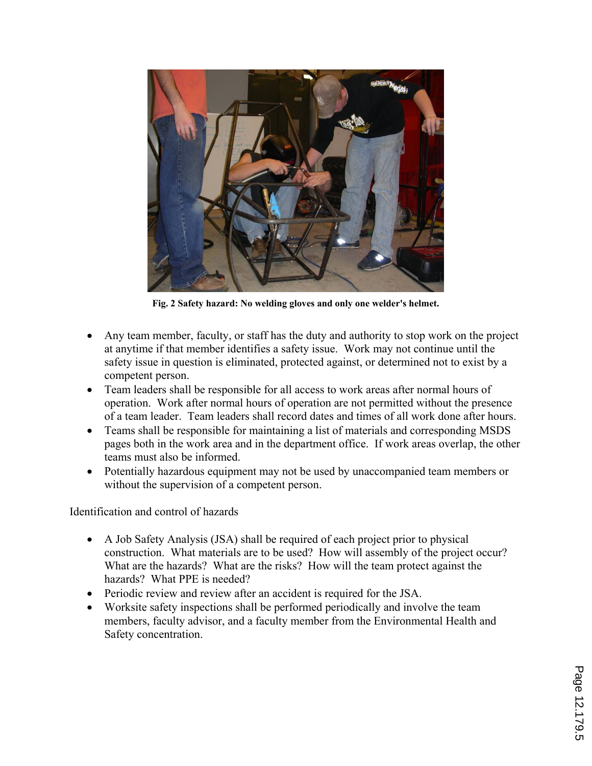Fig. 2 Safety hazard: No welding gloves and only one welder's helmet.

- Any team member, faculty, or staff has the duty and authority to stop work on the project at anytime if that member identifies a safety issue. Work may not continue until the safety issue in question is eliminated, protected against, or determined not to exist by a competent person.
- Team leaders shall be responsible for all access to work areas after normal hours of operation. Work after normal hours of operation are not permitted without the presence of a team leader. Team leaders shall record dates and times of all work done after hours.
- Teams shall be responsible for maintaining a list of materials and corresponding MSDS pages both in the work area and in the department office. If work areas overlap, the other teams must also be informed.
- Potentially hazardous equipment may not be used by unaccompanied team members or without the supervision of a competent person.

Identification and control of hazards

- A Job Safety Analysis (JSA) shall be required of each project prior to physical construction. What materials are to be used? How will assembly of the project occur? What are the hazards? What are the risks? How will the team protect against the hazards? What PPE is needed?
- Periodic review and review after an accident is required for the JSA.
- Worksite safety inspections shall be performed periodically and involve the team members, faculty advisor, and a faculty member from the Environmental Health and Safety concentration.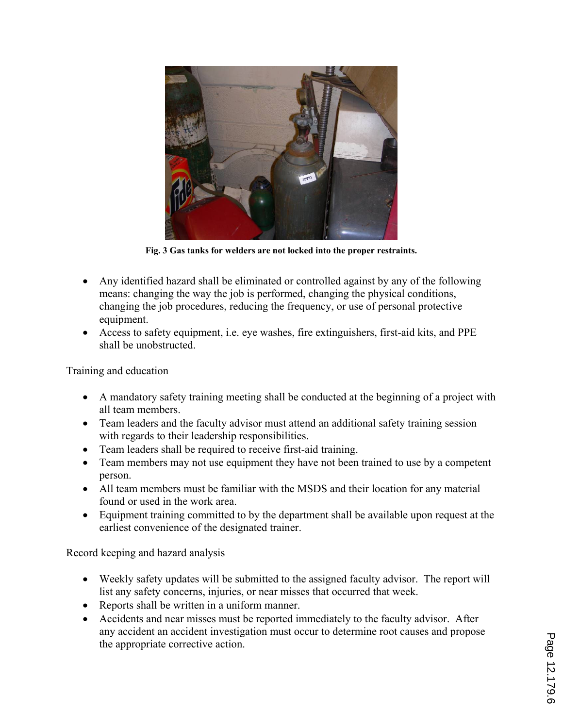Fig. 3 Gas tanks for welders are not locked into the proper restraints.

- Any identified hazard shall be eliminated or controlled against by any of the following means: changing the way the job is performed, changing the physical conditions, changing the job procedures, reducing the frequency, or use of personal protective equipment.
- Access to safety equipment, i.e. eye washes, fire extinguishers, first-aid kits, and PPE shall be unobstructed.

Training and education

- A mandatory safety training meeting shall be conducted at the beginning of a project with all team members.
- Team leaders and the faculty advisor must attend an additional safety training session with regards to their leadership responsibilities.
- Team leaders shall be required to receive first-aid training.
- Team members may not use equipment they have not been trained to use by a competent person.
- All team members must be familiar with the MSDS and their location for any material found or used in the work area.
- Equipment training committed to by the department shall be available upon request at the earliest convenience of the designated trainer.

Record keeping and hazard analysis

- Weekly safety updates will be submitted to the assigned faculty advisor. The report will list any safety concerns, injuries, or near misses that occurred that week.
- Reports shall be written in a uniform manner.
- Accidents and near misses must be reported immediately to the faculty advisor. After any accident an accident investigation must occur to determine root causes and propose the appropriate corrective action.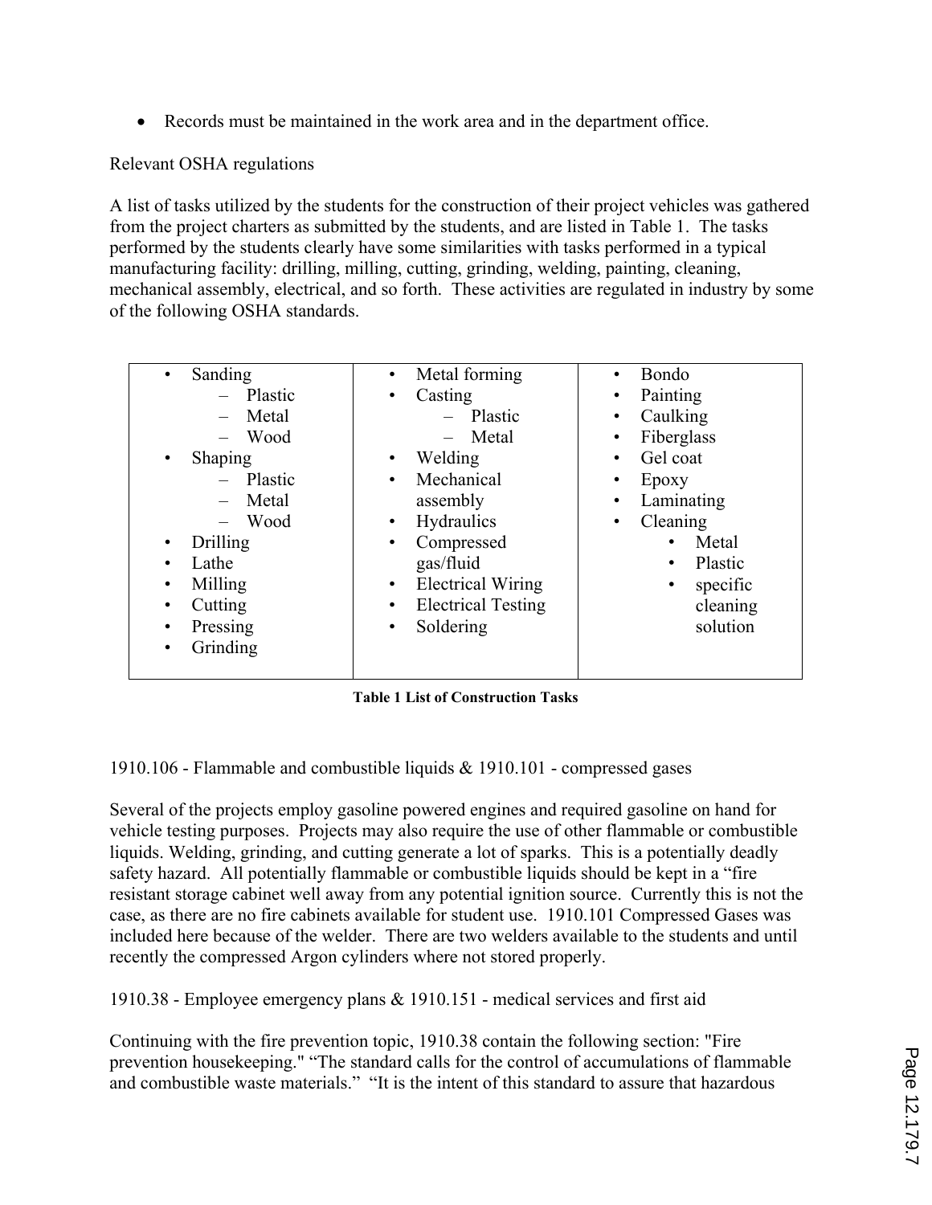- Records must be maintained in the work area and in the department office.

Relevant OSHA regulations

A list of tasks utilized by the students for the construction of their project vehicles was gathered from the project charters as submitted by the students, and are listed in Table 1. The tasks performed by the students clearly have some similarities with tasks performed in a typical manufacturing facility: drilling, milling, cutting, grinding, welding, painting, cleaning, mechanical assembly, electrical, and so forth. These activities are regulated in industry by some of the following OSHA standards.

| | | |
|---|---|---|
| • Sanding<br>– Plastic<br>– Metal<br>– Wood<br>• Shaping<br>– Plastic<br>– Metal<br>– Wood<br>• Drilling<br>• Lathe<br>• Milling<br>• Cutting<br>• Pressing<br>• Grinding | • Metal forming<br>• Casting<br>– Plastic<br>– Metal<br>• Welding<br>• Mechanical assembly<br>• Hydraulics<br>• Compressed gas/fluid<br>• Electrical Wiring<br>• Electrical Testing<br>• Soldering | • Bondo<br>• Painting<br>• Caulking<br>• Fiberglass<br>• Gel coat<br>• Epoxy<br>• Laminating<br>• Cleaning<br>• Metal<br>• Plastic<br>• specific cleaning solution |

**Table 1 List of Construction Tasks**

1910.106 - Flammable and combustible liquids & 1910.101 - compressed gases

Several of the projects employ gasoline powered engines and required gasoline on hand for vehicle testing purposes. Projects may also require the use of other flammable or combustible liquids. Welding, grinding, and cutting generate a lot of sparks. This is a potentially deadly safety hazard. All potentially flammable or combustible liquids should be kept in a "fire resistant storage cabinet well away from any potential ignition source. Currently this is not the case, as there are no fire cabinets available for student use. 1910.101 Compressed Gases was included here because of the welder. There are two welders available to the students and until recently the compressed Argon cylinders where not stored properly.

1910.38 - Employee emergency plans & 1910.151 - medical services and first aid

Continuing with the fire prevention topic, 1910.38 contain the following section: "Fire prevention housekeeping." "The standard calls for the control of accumulations of flammable and combustible waste materials." "It is the intent of this standard to assure that hazardous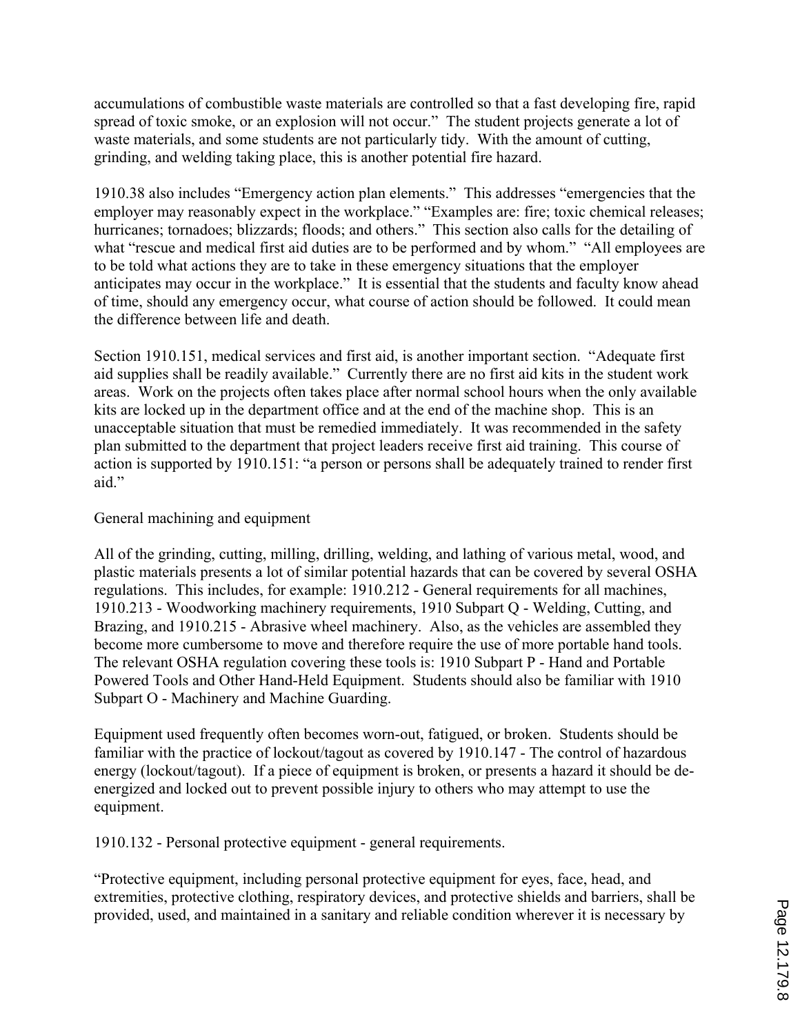accumulations of combustible waste materials are controlled so that a fast developing fire, rapid spread of toxic smoke, or an explosion will not occur." The student projects generate a lot of waste materials, and some students are not particularly tidy. With the amount of cutting, grinding, and welding taking place, this is another potential fire hazard.

1910.38 also includes "Emergency action plan elements." This addresses "emergencies that the employer may reasonably expect in the workplace." "Examples are: fire; toxic chemical releases; hurricanes; tornadoes; blizzards; floods; and others." This section also calls for the detailing of what "rescue and medical first aid duties are to be performed and by whom." "All employees are to be told what actions they are to take in these emergency situations that the employer anticipates may occur in the workplace." It is essential that the students and faculty know ahead of time, should any emergency occur, what course of action should be followed. It could mean the difference between life and death.

Section 1910.151, medical services and first aid, is another important section. "Adequate first aid supplies shall be readily available." Currently there are no first aid kits in the student work areas. Work on the projects often takes place after normal school hours when the only available kits are locked up in the department office and at the end of the machine shop. This is an unacceptable situation that must be remedied immediately. It was recommended in the safety plan submitted to the department that project leaders receive first aid training. This course of action is supported by 1910.151: "a person or persons shall be adequately trained to render first aid."

General machining and equipment

All of the grinding, cutting, milling, drilling, welding, and lathing of various metal, wood, and plastic materials presents a lot of similar potential hazards that can be covered by several OSHA regulations. This includes, for example: 1910.212 - General requirements for all machines, 1910.213 - Woodworking machinery requirements, 1910 Subpart Q - Welding, Cutting, and Brazing, and 1910.215 - Abrasive wheel machinery. Also, as the vehicles are assembled they become more cumbersome to move and therefore require the use of more portable hand tools. The relevant OSHA regulation covering these tools is: 1910 Subpart P - Hand and Portable Powered Tools and Other Hand-Held Equipment. Students should also be familiar with 1910 Subpart O - Machinery and Machine Guarding.

Equipment used frequently often becomes worn-out, fatigued, or broken. Students should be familiar with the practice of lockout/tagout as covered by 1910.147 - The control of hazardous energy (lockout/tagout). If a piece of equipment is broken, or presents a hazard it should be de-energized and locked out to prevent possible injury to others who may attempt to use the equipment.

1910.132 - Personal protective equipment - general requirements.

"Protective equipment, including personal protective equipment for eyes, face, head, and extremities, protective clothing, respiratory devices, and protective shields and barriers, shall be provided, used, and maintained in a sanitary and reliable condition wherever it is necessary by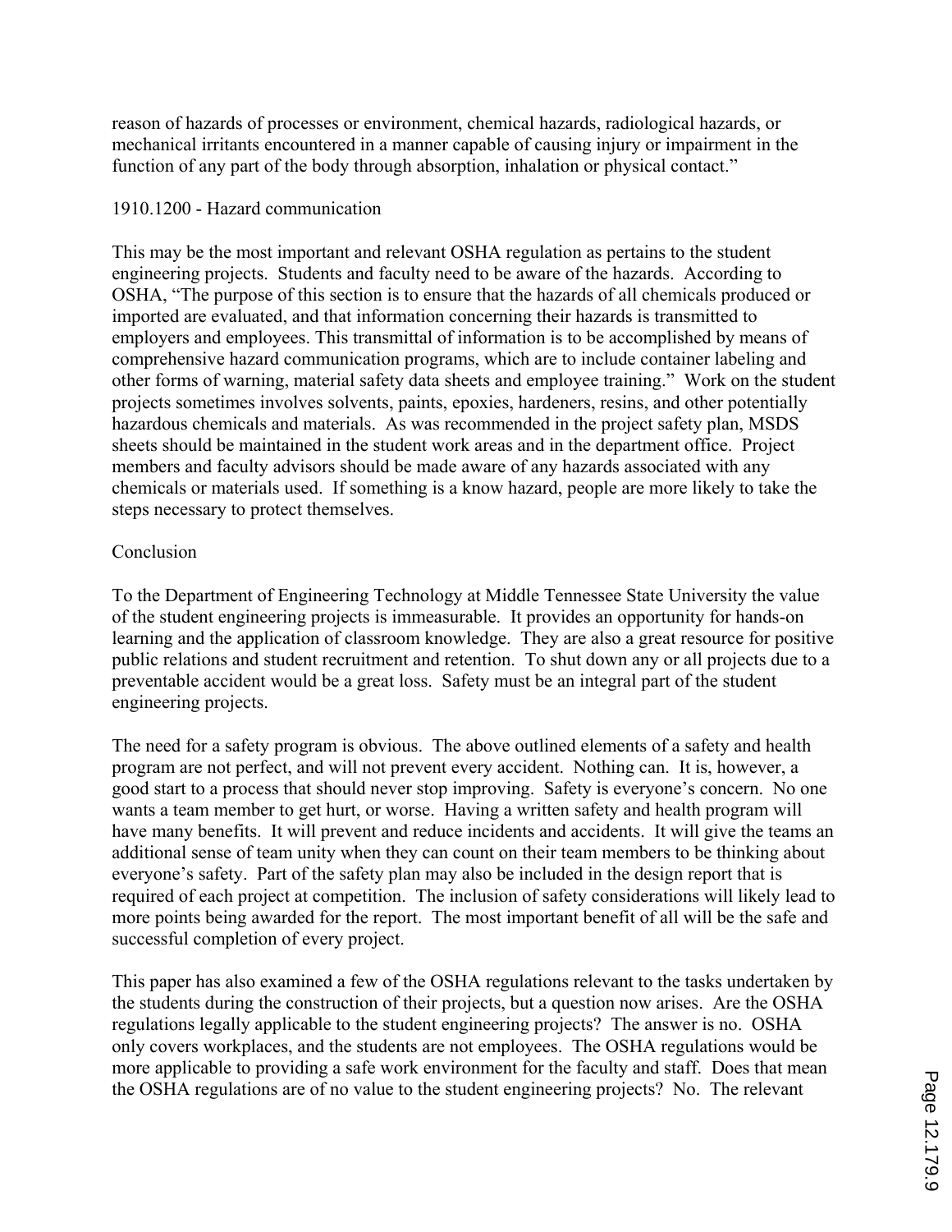reason of hazards of processes or environment, chemical hazards, radiological hazards, or mechanical irritants encountered in a manner capable of causing injury or impairment in the function of any part of the body through absorption, inhalation or physical contact."

1910.1200 - Hazard communication

This may be the most important and relevant OSHA regulation as pertains to the student engineering projects. Students and faculty need to be aware of the hazards. According to OSHA, "The purpose of this section is to ensure that the hazards of all chemicals produced or imported are evaluated, and that information concerning their hazards is transmitted to employers and employees. This transmittal of information is to be accomplished by means of comprehensive hazard communication programs, which are to include container labeling and other forms of warning, material safety data sheets and employee training." Work on the student projects sometimes involves solvents, paints, epoxies, hardeners, resins, and other potentially hazardous chemicals and materials. As was recommended in the project safety plan, MSDS sheets should be maintained in the student work areas and in the department office. Project members and faculty advisors should be made aware of any hazards associated with any chemicals or materials used. If something is a know hazard, people are more likely to take the steps necessary to protect themselves.

Conclusion

To the Department of Engineering Technology at Middle Tennessee State University the value of the student engineering projects is immeasurable. It provides an opportunity for hands-on learning and the application of classroom knowledge. They are also a great resource for positive public relations and student recruitment and retention. To shut down any or all projects due to a preventable accident would be a great loss. Safety must be an integral part of the student engineering projects.

The need for a safety program is obvious. The above outlined elements of a safety and health program are not perfect, and will not prevent every accident. Nothing can. It is, however, a good start to a process that should never stop improving. Safety is everyone's concern. No one wants a team member to get hurt, or worse. Having a written safety and health program will have many benefits. It will prevent and reduce incidents and accidents. It will give the teams an additional sense of team unity when they can count on their team members to be thinking about everyone's safety. Part of the safety plan may also be included in the design report that is required of each project at competition. The inclusion of safety considerations will likely lead to more points being awarded for the report. The most important benefit of all will be the safe and successful completion of every project.

This paper has also examined a few of the OSHA regulations relevant to the tasks undertaken by the students during the construction of their projects, but a question now arises. Are the OSHA regulations legally applicable to the student engineering projects? The answer is no. OSHA only covers workplaces, and the students are not employees. The OSHA regulations would be more applicable to providing a safe work environment for the faculty and staff. Does that mean the OSHA regulations are of no value to the student engineering projects? No. The relevant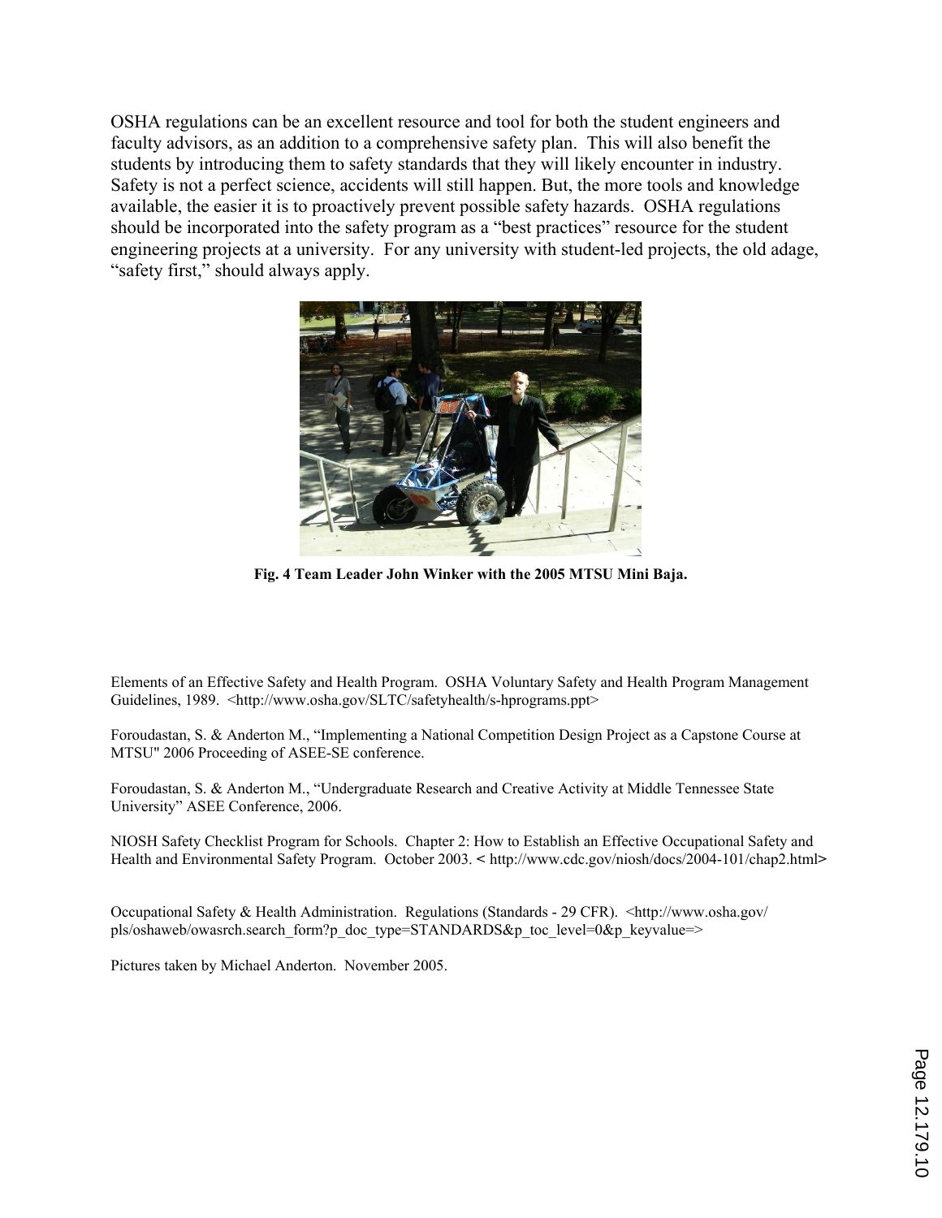OSHA regulations can be an excellent resource and tool for both the student engineers and faculty advisors, as an addition to a comprehensive safety plan. This will also benefit the students by introducing them to safety standards that they will likely encounter in industry. Safety is not a perfect science, accidents will still happen. But, the more tools and knowledge available, the easier it is to proactively prevent possible safety hazards. OSHA regulations should be incorporated into the safety program as a "best practices" resource for the student engineering projects at a university. For any university with student-led projects, the old adage, "safety first," should always apply.

**Fig. 4 Team Leader John Winker with the 2005 MTSU Mini Baja.**

Elements of an Effective Safety and Health Program. OSHA Voluntary Safety and Health Program Management Guidelines, 1989. <http://www.osha.gov/SLTC/safetyhealth/s-hprograms.ppt>

Foroudastan, S. & Anderton M., "Implementing a National Competition Design Project as a Capstone Course at MTSU" 2006 Proceeding of ASEE-SE conference.

Foroudastan, S. & Anderton M., "Undergraduate Research and Creative Activity at Middle Tennessee State University" ASEE Conference, 2006.

NIOSH Safety Checklist Program for Schools. Chapter 2: How to Establish an Effective Occupational Safety and Health and Environmental Safety Program. October 2003. < http://www.cdc.gov/niosh/docs/2004-101/chap2.html>

Occupational Safety & Health Administration. Regulations (Standards - 29 CFR). <http://www.osha.gov/pls/oshaweb/owasrch.search_form?p_doc_type=STANDARDS&p_toc_level=0&p_keyvalue=>

Pictures taken by Michael Anderton. November 2005.